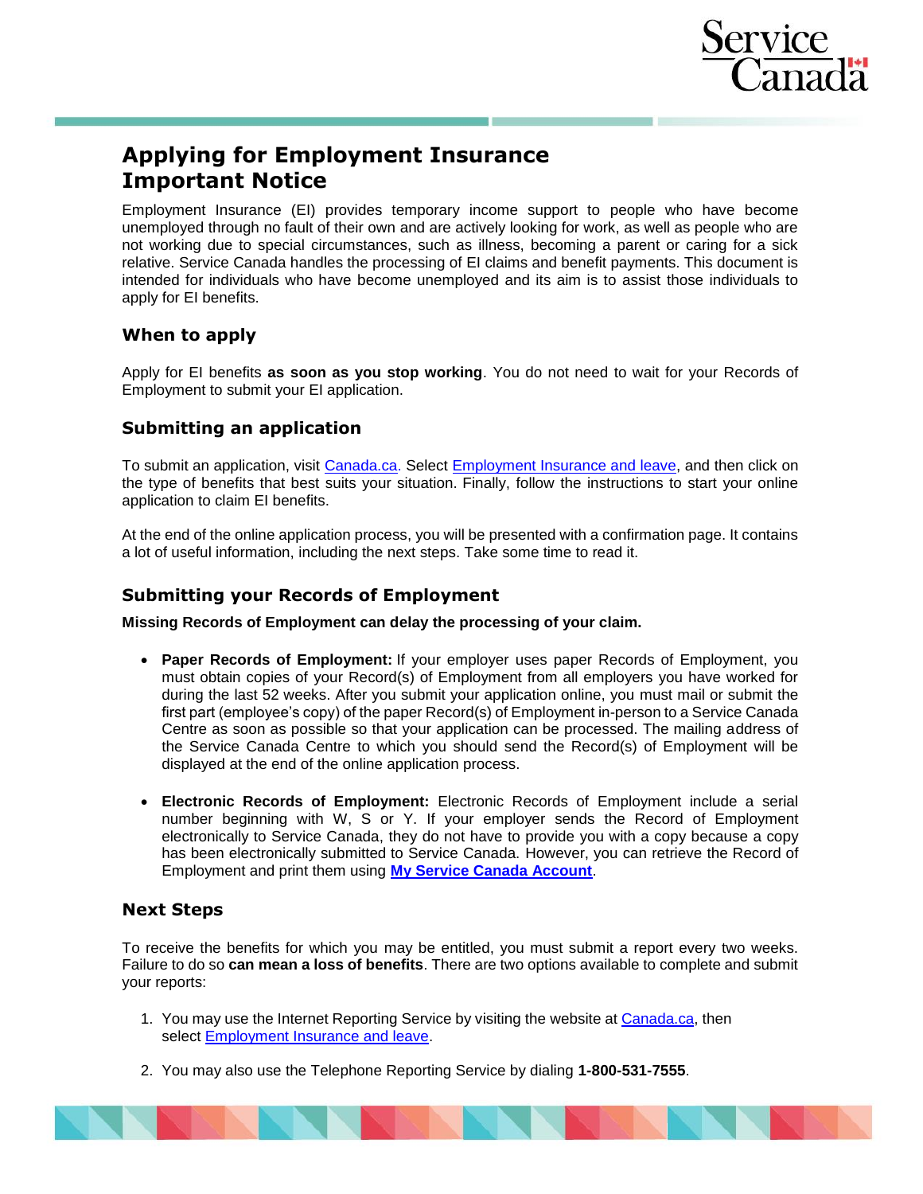# Applying for Employment Insurance Important Notice

Employment Insurance (EI) provides temporary income support to people who have become unemployed through no fault of their own and are actively looking for work, as well as people who are not working due to special circumstances, such as illness, becoming a parent or caring for a sick relative. Service Canada handles the processing of EI claims and benefit payments. This document is intended for individuals who have become unemployed and its aim is to assist those individuals to apply for EI benefits.

## When to apply

Apply for EI benefits **as soon as you stop working**. You do not need to wait for your Records of Employment to submit your EI application.

## Submitting an application

To submit an application, visit Canada.ca. Select Employment Insurance and leave, and then click on the type of benefits that best suits your situation. Finally, follow the instructions to start your online application to claim EI benefits.

At the end of the online application process, you will be presented with a confirmation page. It contains a lot of useful information, including the next steps. Take some time to read it.

## Submitting your Records of Employment

**Missing Records of Employment can delay the processing of your claim.**

- **Paper Records of Employment:** If your employer uses paper Records of Employment, you must obtain copies of your Record(s) of Employment from all employers you have worked for during the last 52 weeks. After you submit your application online, you must mail or submit the first part (employee's copy) of the paper Record(s) of Employment in-person to a Service Canada Centre as soon as possible so that your application can be processed. The mailing address of the Service Canada Centre to which you should send the Record(s) of Employment will be displayed at the end of the online application process.

- **Electronic Records of Employment:** Electronic Records of Employment include a serial number beginning with W, S or Y. If your employer sends the Record of Employment electronically to Service Canada, they do not have to provide you with a copy because a copy has been electronically submitted to Service Canada. However, you can retrieve the Record of Employment and print them using **My Service Canada Account**.

## Next Steps

To receive the benefits for which you may be entitled, you must submit a report every two weeks. Failure to do so **can mean a loss of benefits**. There are two options available to complete and submit your reports:

1. You may use the Internet Reporting Service by visiting the website at Canada.ca, then select Employment Insurance and leave.

2. You may also use the Telephone Reporting Service by dialing **1-800-531-7555**.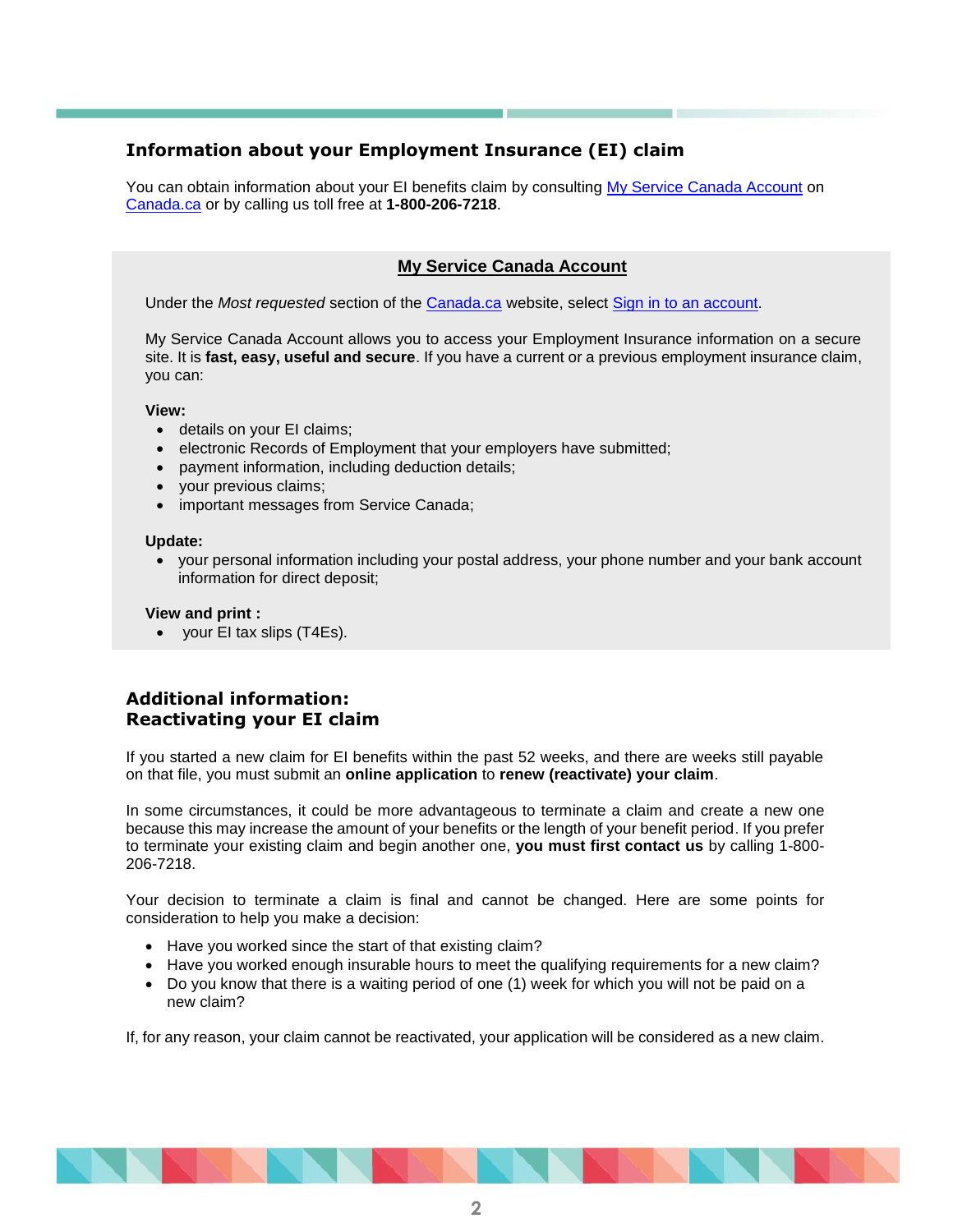## Information about your Employment Insurance (EI) claim

You can obtain information about your EI benefits claim by consulting My Service Canada Account on Canada.ca or by calling us toll free at **1-800-206-7218**.

### My Service Canada Account

Under the *Most requested* section of the Canada.ca website, select Sign in to an account.

My Service Canada Account allows you to access your Employment Insurance information on a secure site. It is **fast, easy, useful and secure**. If you have a current or a previous employment insurance claim, you can:

**View:**

- details on your EI claims;
- electronic Records of Employment that your employers have submitted;
- payment information, including deduction details;
- your previous claims;
- important messages from Service Canada;

**Update:**

- your personal information including your postal address, your phone number and your bank account information for direct deposit;

**View and print :**

- your EI tax slips (T4Es).

## Additional information: Reactivating your EI claim

If you started a new claim for EI benefits within the past 52 weeks, and there are weeks still payable on that file, you must submit an **online application** to **renew (reactivate) your claim**.

In some circumstances, it could be more advantageous to terminate a claim and create a new one because this may increase the amount of your benefits or the length of your benefit period. If you prefer to terminate your existing claim and begin another one, **you must first contact us** by calling 1-800-206-7218.

Your decision to terminate a claim is final and cannot be changed. Here are some points for consideration to help you make a decision:

- Have you worked since the start of that existing claim?
- Have you worked enough insurable hours to meet the qualifying requirements for a new claim?
- Do you know that there is a waiting period of one (1) week for which you will not be paid on a new claim?

If, for any reason, your claim cannot be reactivated, your application will be considered as a new claim.